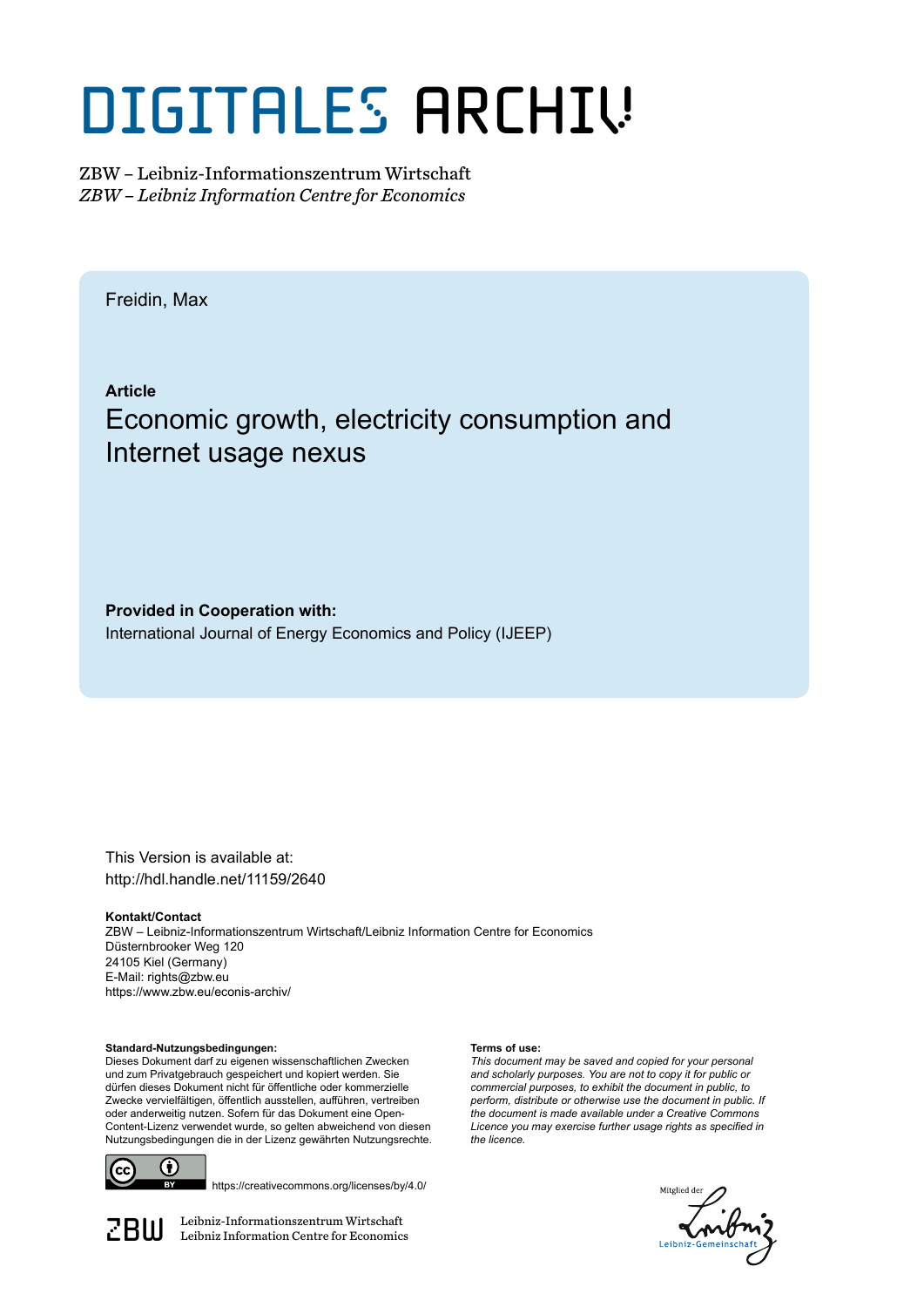# DIGITALES ARCHIV

ZBW – Leibniz-Informationszentrum Wirtschaft
*ZBW – Leibniz Information Centre for Economics*

Freidin, Max

**Article**

## Economic growth, electricity consumption and Internet usage nexus

**Provided in Cooperation with:**
International Journal of Energy Economics and Policy (IJEEP)

This Version is available at:
http://hdl.handle.net/11159/2640

**Kontakt/Contact**
ZBW – Leibniz-Informationszentrum Wirtschaft/Leibniz Information Centre for Economics
Düsternbrooker Weg 120
24105 Kiel (Germany)
E-Mail: rights@zbw.eu
https://www.zbw.eu/econis-archiv/

**Standard-Nutzungsbedingungen:**
Dieses Dokument darf zu eigenen wissenschaftlichen Zwecken und zum Privatgebrauch gespeichert und kopiert werden. Sie dürfen dieses Dokument nicht für öffentliche oder kommerzielle Zwecke vervielfältigen, öffentlich ausstellen, aufführen, vertreiben oder anderweitig nutzen. Sofern für das Dokument eine Open-Content-Lizenz verwendet wurde, so gelten abweichend von diesen Nutzungsbedingungen die in der Lizenz gewährten Nutzungsrechte.

**Terms of use:**
*This document may be saved and copied for your personal and scholarly purposes. You are not to copy it for public or commercial purposes, to exhibit the document in public, to perform, distribute or otherwise use the document in public. If the document is made available under a Creative Commons Licence you may exercise further usage rights as specified in the licence.*

https://creativecommons.org/licenses/by/4.0/

ZBW Leibniz-Informationszentrum Wirtschaft
Leibniz Information Centre for Economics

Mitglied der Leibniz-Gemeinschaft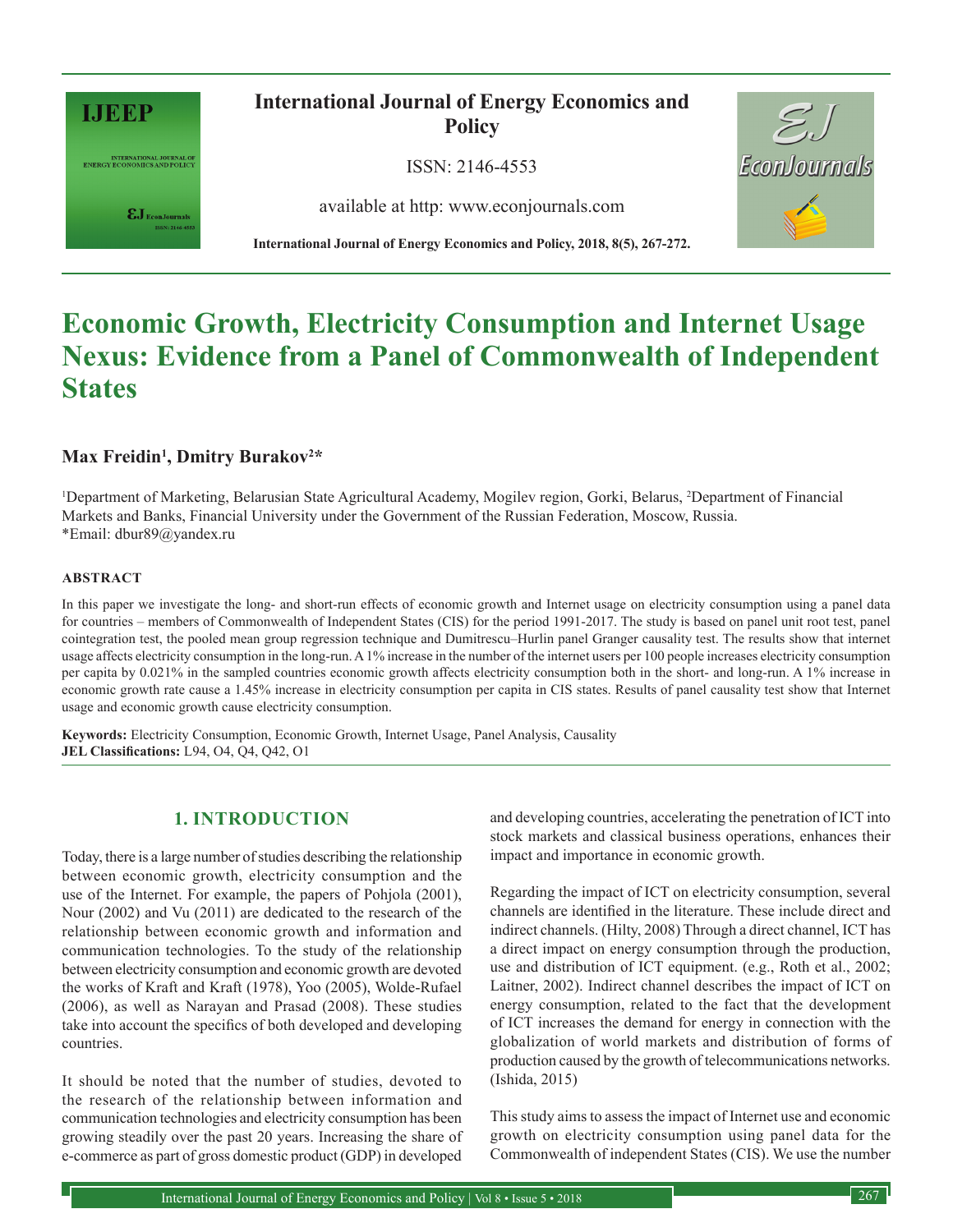# Economic Growth, Electricity Consumption and Internet Usage Nexus: Evidence from a Panel of Commonwealth of Independent States

**Max Freidin[1], Dmitry Burakov[2]***

[1]Department of Marketing, Belarusian State Agricultural Academy, Mogilev region, Gorki, Belarus, [2]Department of Financial Markets and Banks, Financial University under the Government of the Russian Federation, Moscow, Russia. *Email: dbur89@yandex.ru

## ABSTRACT

In this paper we investigate the long- and short-run effects of economic growth and Internet usage on electricity consumption using a panel data for countries – members of Commonwealth of Independent States (CIS) for the period 1991-2017. The study is based on panel unit root test, panel cointegration test, the pooled mean group regression technique and Dumitrescu–Hurlin panel Granger causality test. The results show that internet usage affects electricity consumption in the long-run. A 1% increase in the number of the internet users per 100 people increases electricity consumption per capita by 0.021% in the sampled countries economic growth affects electricity consumption both in the short- and long-run. A 1% increase in economic growth rate cause a 1.45% increase in electricity consumption per capita in CIS states. Results of panel causality test show that Internet usage and economic growth cause electricity consumption.

**Keywords:** Electricity Consumption, Economic Growth, Internet Usage, Panel Analysis, Causality
**JEL Classifications:** L94, O4, Q4, Q42, O1

## 1. INTRODUCTION

Today, there is a large number of studies describing the relationship between economic growth, electricity consumption and the use of the Internet. For example, the papers of Pohjola (2001), Nour (2002) and Vu (2011) are dedicated to the research of the relationship between economic growth and information and communication technologies. To the study of the relationship between electricity consumption and economic growth are devoted the works of Kraft and Kraft (1978), Yoo (2005), Wolde-Rufael (2006), as well as Narayan and Prasad (2008). These studies take into account the specifics of both developed and developing countries.

It should be noted that the number of studies, devoted to the research of the relationship between information and communication technologies and electricity consumption has been growing steadily over the past 20 years. Increasing the share of e-commerce as part of gross domestic product (GDP) in developed and developing countries, accelerating the penetration of ICT into stock markets and classical business operations, enhances their impact and importance in economic growth.

Regarding the impact of ICT on electricity consumption, several channels are identified in the literature. These include direct and indirect channels. (Hilty, 2008) Through a direct channel, ICT has a direct impact on energy consumption through the production, use and distribution of ICT equipment. (e.g., Roth et al., 2002; Laitner, 2002). Indirect channel describes the impact of ICT on energy consumption, related to the fact that the development of ICT increases the demand for energy in connection with the globalization of world markets and distribution of forms of production caused by the growth of telecommunications networks. (Ishida, 2015)

This study aims to assess the impact of Internet use and economic growth on electricity consumption using panel data for the Commonwealth of independent States (CIS). We use the number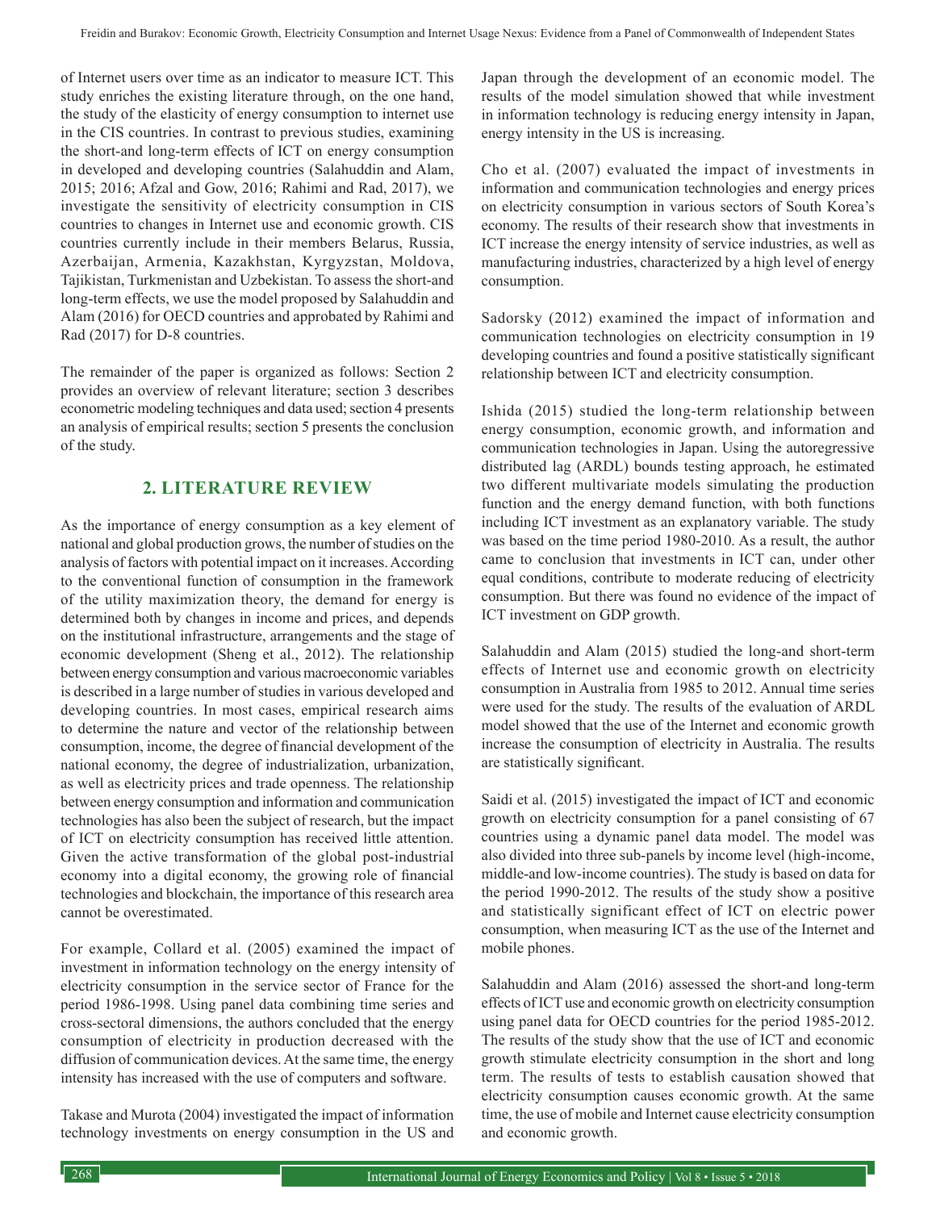of Internet users over time as an indicator to measure ICT. This study enriches the existing literature through, on the one hand, the study of the elasticity of energy consumption to internet use in the CIS countries. In contrast to previous studies, examining the short-and long-term effects of ICT on energy consumption in developed and developing countries (Salahuddin and Alam, 2015; 2016; Afzal and Gow, 2016; Rahimi and Rad, 2017), we investigate the sensitivity of electricity consumption in CIS countries to changes in Internet use and economic growth. CIS countries currently include in their members Belarus, Russia, Azerbaijan, Armenia, Kazakhstan, Kyrgyzstan, Moldova, Tajikistan, Turkmenistan and Uzbekistan. To assess the short-and long-term effects, we use the model proposed by Salahuddin and Alam (2016) for OECD countries and approbated by Rahimi and Rad (2017) for D-8 countries.

The remainder of the paper is organized as follows: Section 2 provides an overview of relevant literature; section 3 describes econometric modeling techniques and data used; section 4 presents an analysis of empirical results; section 5 presents the conclusion of the study.

## 2. LITERATURE REVIEW

As the importance of energy consumption as a key element of national and global production grows, the number of studies on the analysis of factors with potential impact on it increases. According to the conventional function of consumption in the framework of the utility maximization theory, the demand for energy is determined both by changes in income and prices, and depends on the institutional infrastructure, arrangements and the stage of economic development (Sheng et al., 2012). The relationship between energy consumption and various macroeconomic variables is described in a large number of studies in various developed and developing countries. In most cases, empirical research aims to determine the nature and vector of the relationship between consumption, income, the degree of financial development of the national economy, the degree of industrialization, urbanization, as well as electricity prices and trade openness. The relationship between energy consumption and information and communication technologies has also been the subject of research, but the impact of ICT on electricity consumption has received little attention. Given the active transformation of the global post-industrial economy into a digital economy, the growing role of financial technologies and blockchain, the importance of this research area cannot be overestimated.

For example, Collard et al. (2005) examined the impact of investment in information technology on the energy intensity of electricity consumption in the service sector of France for the period 1986-1998. Using panel data combining time series and cross-sectoral dimensions, the authors concluded that the energy consumption of electricity in production decreased with the diffusion of communication devices. At the same time, the energy intensity has increased with the use of computers and software.

Takase and Murota (2004) investigated the impact of information technology investments on energy consumption in the US and Japan through the development of an economic model. The results of the model simulation showed that while investment in information technology is reducing energy intensity in Japan, energy intensity in the US is increasing.

Cho et al. (2007) evaluated the impact of investments in information and communication technologies and energy prices on electricity consumption in various sectors of South Korea's economy. The results of their research show that investments in ICT increase the energy intensity of service industries, as well as manufacturing industries, characterized by a high level of energy consumption.

Sadorsky (2012) examined the impact of information and communication technologies on electricity consumption in 19 developing countries and found a positive statistically significant relationship between ICT and electricity consumption.

Ishida (2015) studied the long-term relationship between energy consumption, economic growth, and information and communication technologies in Japan. Using the autoregressive distributed lag (ARDL) bounds testing approach, he estimated two different multivariate models simulating the production function and the energy demand function, with both functions including ICT investment as an explanatory variable. The study was based on the time period 1980-2010. As a result, the author came to conclusion that investments in ICT can, under other equal conditions, contribute to moderate reducing of electricity consumption. But there was found no evidence of the impact of ICT investment on GDP growth.

Salahuddin and Alam (2015) studied the long-and short-term effects of Internet use and economic growth on electricity consumption in Australia from 1985 to 2012. Annual time series were used for the study. The results of the evaluation of ARDL model showed that the use of the Internet and economic growth increase the consumption of electricity in Australia. The results are statistically significant.

Saidi et al. (2015) investigated the impact of ICT and economic growth on electricity consumption for a panel consisting of 67 countries using a dynamic panel data model. The model was also divided into three sub-panels by income level (high-income, middle-and low-income countries). The study is based on data for the period 1990-2012. The results of the study show a positive and statistically significant effect of ICT on electric power consumption, when measuring ICT as the use of the Internet and mobile phones.

Salahuddin and Alam (2016) assessed the short-and long-term effects of ICT use and economic growth on electricity consumption using panel data for OECD countries for the period 1985-2012. The results of the study show that the use of ICT and economic growth stimulate electricity consumption in the short and long term. The results of tests to establish causation showed that electricity consumption causes economic growth. At the same time, the use of mobile and Internet cause electricity consumption and economic growth.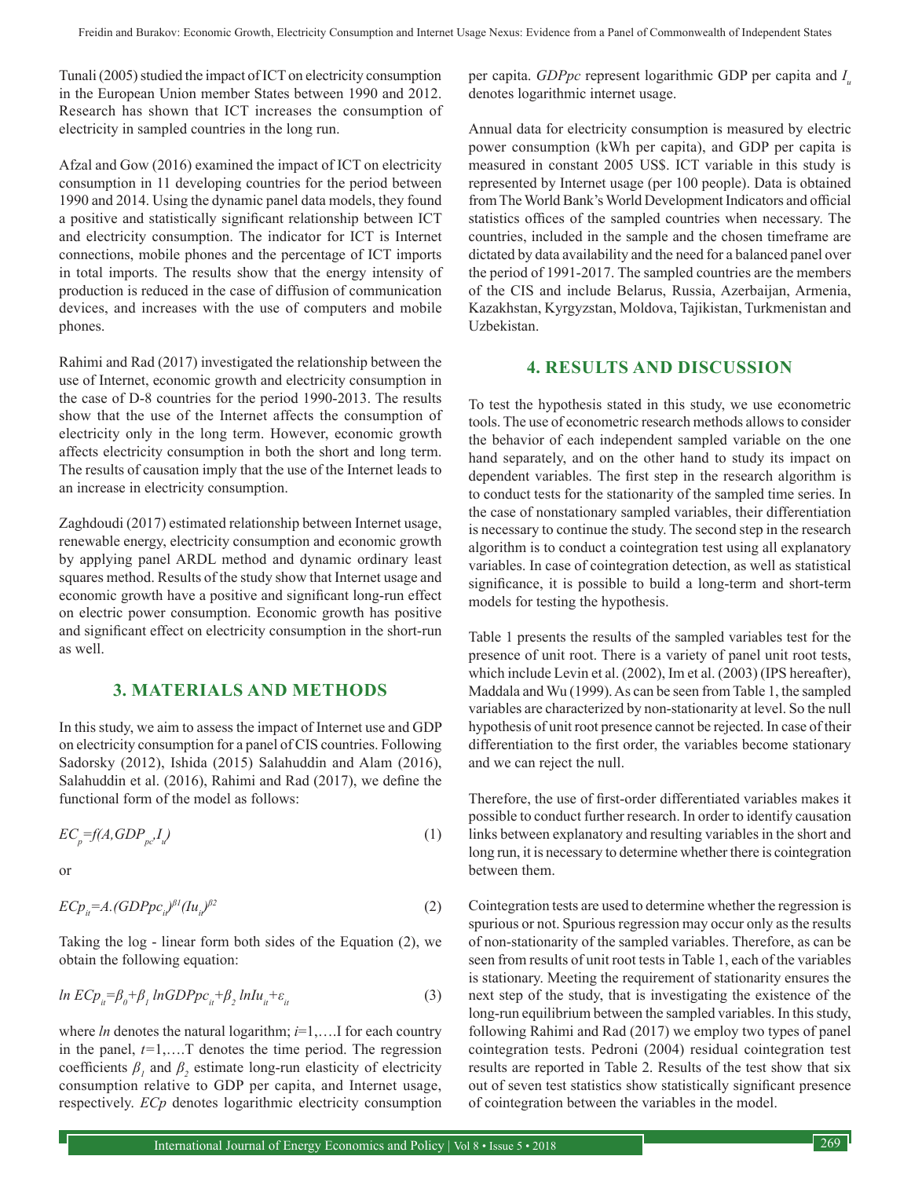Tunali (2005) studied the impact of ICT on electricity consumption in the European Union member States between 1990 and 2012. Research has shown that ICT increases the consumption of electricity in sampled countries in the long run.

Afzal and Gow (2016) examined the impact of ICT on electricity consumption in 11 developing countries for the period between 1990 and 2014. Using the dynamic panel data models, they found a positive and statistically significant relationship between ICT and electricity consumption. The indicator for ICT is Internet connections, mobile phones and the percentage of ICT imports in total imports. The results show that the energy intensity of production is reduced in the case of diffusion of communication devices, and increases with the use of computers and mobile phones.

Rahimi and Rad (2017) investigated the relationship between the use of Internet, economic growth and electricity consumption in the case of D-8 countries for the period 1990-2013. The results show that the use of the Internet affects the consumption of electricity only in the long term. However, economic growth affects electricity consumption in both the short and long term. The results of causation imply that the use of the Internet leads to an increase in electricity consumption.

Zaghdoudi (2017) estimated relationship between Internet usage, renewable energy, electricity consumption and economic growth by applying panel ARDL method and dynamic ordinary least squares method. Results of the study show that Internet usage and economic growth have a positive and significant long-run effect on electric power consumption. Economic growth has positive and significant effect on electricity consumption in the short-run as well.

## 3. MATERIALS AND METHODS

In this study, we aim to assess the impact of Internet use and GDP on electricity consumption for a panel of CIS countries. Following Sadorsky (2012), Ishida (2015) Salahuddin and Alam (2016), Salahuddin et al. (2016), Rahimi and Rad (2017), we define the functional form of the model as follows:

$$EC_p = f(A, GDP_{pc}, I_u) \tag{1}$$

or

$$ECp_{it} = A.(GDPpc_{it})^{\beta 1}(Iu_{it})^{\beta 2} \tag{2}$$

Taking the log - linear form both sides of the Equation (2), we obtain the following equation:

$$\ln ECp_{it} = \beta_0 + \beta_1 \ln GDPpc_{it} + \beta_2 \ln Iu_{it} + \varepsilon_{it} \tag{3}$$

where *ln* denotes the natural logarithm; $i$=1,….I for each country in the panel, $t$=1,….T denotes the time period. The regression coefficients $\beta_1$ and $\beta_2$ estimate long-run elasticity of electricity consumption relative to GDP per capita, and Internet usage, respectively. *ECp* denotes logarithmic electricity consumption per capita. *GDPpc* represent logarithmic GDP per capita and $I_u$ denotes logarithmic internet usage.

Annual data for electricity consumption is measured by electric power consumption (kWh per capita), and GDP per capita is measured in constant 2005 US$. ICT variable in this study is represented by Internet usage (per 100 people). Data is obtained from The World Bank's World Development Indicators and official statistics offices of the sampled countries when necessary. The countries, included in the sample and the chosen timeframe are dictated by data availability and the need for a balanced panel over the period of 1991-2017. The sampled countries are the members of the CIS and include Belarus, Russia, Azerbaijan, Armenia, Kazakhstan, Kyrgyzstan, Moldova, Tajikistan, Turkmenistan and Uzbekistan.

## 4. RESULTS AND DISCUSSION

To test the hypothesis stated in this study, we use econometric tools. The use of econometric research methods allows to consider the behavior of each independent sampled variable on the one hand separately, and on the other hand to study its impact on dependent variables. The first step in the research algorithm is to conduct tests for the stationarity of the sampled time series. In the case of nonstationary sampled variables, their differentiation is necessary to continue the study. The second step in the research algorithm is to conduct a cointegration test using all explanatory variables. In case of cointegration detection, as well as statistical significance, it is possible to build a long-term and short-term models for testing the hypothesis.

Table 1 presents the results of the sampled variables test for the presence of unit root. There is a variety of panel unit root tests, which include Levin et al. (2002), Im et al. (2003) (IPS hereafter), Maddala and Wu (1999). As can be seen from Table 1, the sampled variables are characterized by non-stationarity at level. So the null hypothesis of unit root presence cannot be rejected. In case of their differentiation to the first order, the variables become stationary and we can reject the null.

Therefore, the use of first-order differentiated variables makes it possible to conduct further research. In order to identify causation links between explanatory and resulting variables in the short and long run, it is necessary to determine whether there is cointegration between them.

Cointegration tests are used to determine whether the regression is spurious or not. Spurious regression may occur only as the results of non-stationarity of the sampled variables. Therefore, as can be seen from results of unit root tests in Table 1, each of the variables is stationary. Meeting the requirement of stationarity ensures the next step of the study, that is investigating the existence of the long-run equilibrium between the sampled variables. In this study, following Rahimi and Rad (2017) we employ two types of panel cointegration tests. Pedroni (2004) residual cointegration test results are reported in Table 2. Results of the test show that six out of seven test statistics show statistically significant presence of cointegration between the variables in the model.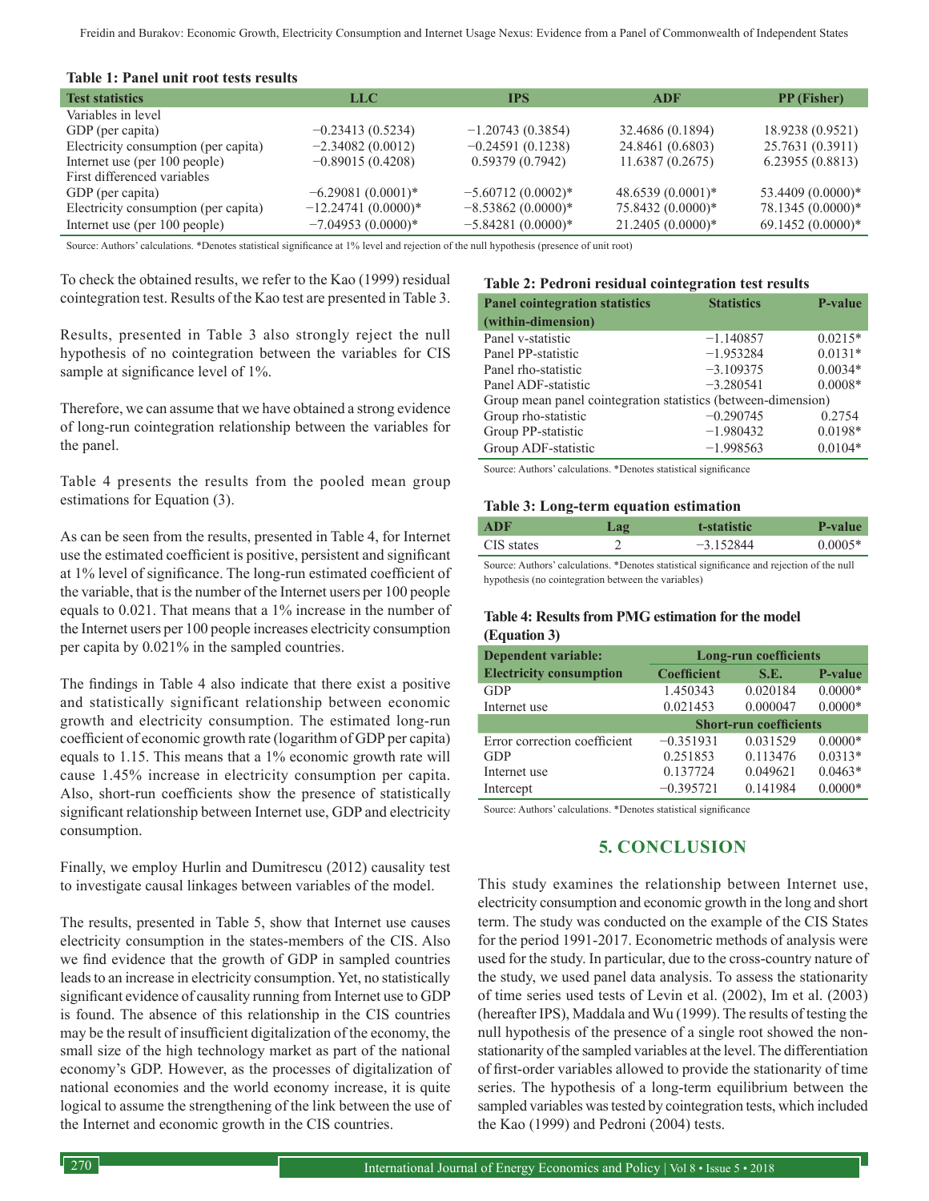**Table 1: Panel unit root tests results**

| Test statistics | LLC | IPS | ADF | PP (Fisher) |
|---|---|---|---|---|
| Variables in level | | | | |
| GDP (per capita) | −0.23413 (0.5234) | −1.20743 (0.3854) | 32.4686 (0.1894) | 18.9238 (0.9521) |
| Electricity consumption (per capita) | −2.34082 (0.0012) | −0.24591 (0.1238) | 24.8461 (0.6803) | 25.7631 (0.3911) |
| Internet use (per 100 people) | −0.89015 (0.4208) | 0.59379 (0.7942) | 11.6387 (0.2675) | 6.23955 (0.8813) |
| First differenced variables | | | | |
| GDP (per capita) | −6.29081 (0.0001)* | −5.60712 (0.0002)* | 48.6539 (0.0001)* | 53.4409 (0.0000)* |
| Electricity consumption (per capita) | −12.24741 (0.0000)* | −8.53862 (0.0000)* | 75.8432 (0.0000)* | 78.1345 (0.0000)* |
| Internet use (per 100 people) | −7.04953 (0.0000)* | −5.84281 (0.0000)* | 21.2405 (0.0000)* | 69.1452 (0.0000)* |

Source: Authors' calculations. *Denotes statistical significance at 1% level and rejection of the null hypothesis (presence of unit root)

To check the obtained results, we refer to the Kao (1999) residual cointegration test. Results of the Kao test are presented in Table 3.

Results, presented in Table 3 also strongly reject the null hypothesis of no cointegration between the variables for CIS sample at significance level of 1%.

Therefore, we can assume that we have obtained a strong evidence of long-run cointegration relationship between the variables for the panel.

Table 4 presents the results from the pooled mean group estimations for Equation (3).

As can be seen from the results, presented in Table 4, for Internet use the estimated coefficient is positive, persistent and significant at 1% level of significance. The long-run estimated coefficient of the variable, that is the number of the Internet users per 100 people equals to 0.021. That means that a 1% increase in the number of the Internet users per 100 people increases electricity consumption per capita by 0.021% in the sampled countries.

The findings in Table 4 also indicate that there exist a positive and statistically significant relationship between economic growth and electricity consumption. The estimated long-run coefficient of economic growth rate (logarithm of GDP per capita) equals to 1.15. This means that a 1% economic growth rate will cause 1.45% increase in electricity consumption per capita. Also, short-run coefficients show the presence of statistically significant relationship between Internet use, GDP and electricity consumption.

Finally, we employ Hurlin and Dumitrescu (2012) causality test to investigate causal linkages between variables of the model.

The results, presented in Table 5, show that Internet use causes electricity consumption in the states-members of the CIS. Also we find evidence that the growth of GDP in sampled countries leads to an increase in electricity consumption. Yet, no statistically significant evidence of causality running from Internet use to GDP is found. The absence of this relationship in the CIS countries may be the result of insufficient digitalization of the economy, the small size of the high technology market as part of the national economy's GDP. However, as the processes of digitalization of national economies and the world economy increase, it is quite logical to assume the strengthening of the link between the use of the Internet and economic growth in the CIS countries.

**Table 2: Pedroni residual cointegration test results**

| Panel cointegration statistics (within-dimension) | Statistics | P-value |
|---|---|---|
| Panel v-statistic | −1.140857 | 0.0215* |
| Panel PP-statistic | −1.953284 | 0.0131* |
| Panel rho-statistic | −3.109375 | 0.0034* |
| Panel ADF-statistic | −3.280541 | 0.0008* |
| Group mean panel cointegration statistics (between-dimension) | | |
| Group rho-statistic | −0.290745 | 0.2754 |
| Group PP-statistic | −1.980432 | 0.0198* |
| Group ADF-statistic | −1.998563 | 0.0104* |

Source: Authors' calculations. *Denotes statistical significance

**Table 3: Long-term equation estimation**

| ADF | Lag | t-statistic | P-value |
|---|---|---|---|
| CIS states | 2 | −3.152844 | 0.0005* |

Source: Authors' calculations. *Denotes statistical significance and rejection of the null hypothesis (no cointegration between the variables)

**Table 4: Results from PMG estimation for the model (Equation 3)**

| Dependent variable: | Long-run coefficients | | |
|---|---|---|---|
| Electricity consumption | Coefficient | S.E. | P-value |
| GDP | 1.450343 | 0.020184 | 0.0000* |
| Internet use | 0.021453 | 0.000047 | 0.0000* |
| | Short-run coefficients | | |
| Error correction coefficient | −0.351931 | 0.031529 | 0.0000* |
| GDP | 0.251853 | 0.113476 | 0.0313* |
| Internet use | 0.137724 | 0.049621 | 0.0463* |
| Intercept | −0.395721 | 0.141984 | 0.0000* |

Source: Authors' calculations. *Denotes statistical significance

## 5. CONCLUSION

This study examines the relationship between Internet use, electricity consumption and economic growth in the long and short term. The study was conducted on the example of the CIS States for the period 1991-2017. Econometric methods of analysis were used for the study. In particular, due to the cross-country nature of the study, we used panel data analysis. To assess the stationarity of time series used tests of Levin et al. (2002), Im et al. (2003) (hereafter IPS), Maddala and Wu (1999). The results of testing the null hypothesis of the presence of a single root showed the non-stationarity of the sampled variables at the level. The differentiation of first-order variables allowed to provide the stationarity of time series. The hypothesis of a long-term equilibrium between the sampled variables was tested by cointegration tests, which included the Kao (1999) and Pedroni (2004) tests.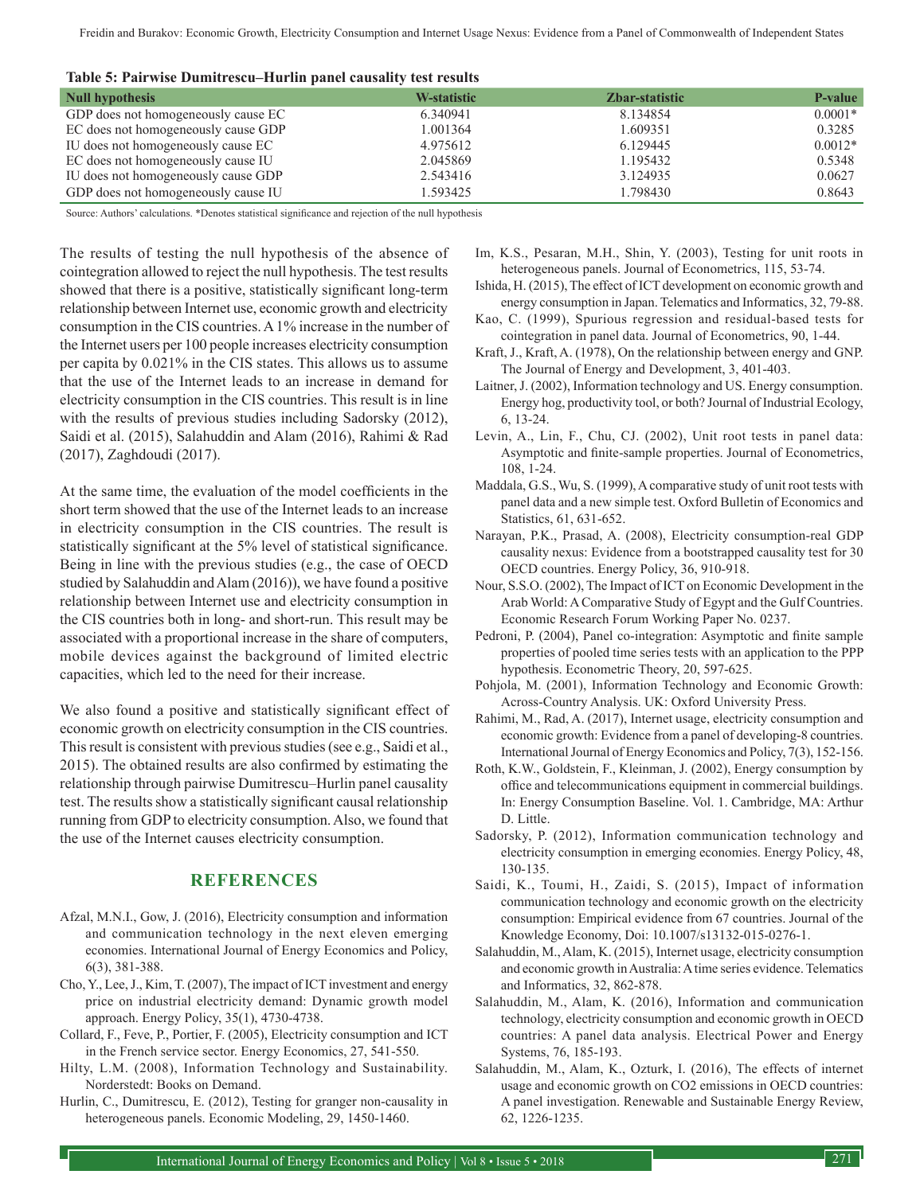**Table 5: Pairwise Dumitrescu–Hurlin panel causality test results**

| Null hypothesis | W-statistic | Zbar-statistic | P-value |
|---|---|---|---|
| GDP does not homogeneously cause EC | 6.340941 | 8.134854 | 0.0001* |
| EC does not homogeneously cause GDP | 1.001364 | 1.609351 | 0.3285 |
| IU does not homogeneously cause EC | 4.975612 | 6.129445 | 0.0012* |
| EC does not homogeneously cause IU | 2.045869 | 1.195432 | 0.5348 |
| IU does not homogeneously cause GDP | 2.543416 | 3.124935 | 0.0627 |
| GDP does not homogeneously cause IU | 1.593425 | 1.798430 | 0.8643 |

Source: Authors' calculations. *Denotes statistical significance and rejection of the null hypothesis

The results of testing the null hypothesis of the absence of cointegration allowed to reject the null hypothesis. The test results showed that there is a positive, statistically significant long-term relationship between Internet use, economic growth and electricity consumption in the CIS countries. A 1% increase in the number of the Internet users per 100 people increases electricity consumption per capita by 0.021% in the CIS states. This allows us to assume that the use of the Internet leads to an increase in demand for electricity consumption in the CIS countries. This result is in line with the results of previous studies including Sadorsky (2012), Saidi et al. (2015), Salahuddin and Alam (2016), Rahimi & Rad (2017), Zaghdoudi (2017).

At the same time, the evaluation of the model coefficients in the short term showed that the use of the Internet leads to an increase in electricity consumption in the CIS countries. The result is statistically significant at the 5% level of statistical significance. Being in line with the previous studies (e.g., the case of OECD studied by Salahuddin and Alam (2016)), we have found a positive relationship between Internet use and electricity consumption in the CIS countries both in long- and short-run. This result may be associated with a proportional increase in the share of computers, mobile devices against the background of limited electric capacities, which led to the need for their increase.

We also found a positive and statistically significant effect of economic growth on electricity consumption in the CIS countries. This result is consistent with previous studies (see e.g., Saidi et al., 2015). The obtained results are also confirmed by estimating the relationship through pairwise Dumitrescu–Hurlin panel causality test. The results show a statistically significant causal relationship running from GDP to electricity consumption. Also, we found that the use of the Internet causes electricity consumption.

## REFERENCES

Afzal, M.N.I., Gow, J. (2016), Electricity consumption and information and communication technology in the next eleven emerging economies. International Journal of Energy Economics and Policy, 6(3), 381-388.

Cho, Y., Lee, J., Kim, T. (2007), The impact of ICT investment and energy price on industrial electricity demand: Dynamic growth model approach. Energy Policy, 35(1), 4730-4738.

Collard, F., Feve, P., Portier, F. (2005), Electricity consumption and ICT in the French service sector. Energy Economics, 27, 541-550.

Hilty, L.M. (2008), Information Technology and Sustainability. Norderstedt: Books on Demand.

Hurlin, C., Dumitrescu, E. (2012), Testing for granger non-causality in heterogeneous panels. Economic Modeling, 29, 1450-1460.

Im, K.S., Pesaran, M.H., Shin, Y. (2003), Testing for unit roots in heterogeneous panels. Journal of Econometrics, 115, 53-74.

Ishida, H. (2015), The effect of ICT development on economic growth and energy consumption in Japan. Telematics and Informatics, 32, 79-88.

Kao, C. (1999), Spurious regression and residual-based tests for cointegration in panel data. Journal of Econometrics, 90, 1-44.

Kraft, J., Kraft, A. (1978), On the relationship between energy and GNP. The Journal of Energy and Development, 3, 401-403.

Laitner, J. (2002), Information technology and US. Energy consumption. Energy hog, productivity tool, or both? Journal of Industrial Ecology, 6, 13-24.

Levin, A., Lin, F., Chu, CJ. (2002), Unit root tests in panel data: Asymptotic and finite-sample properties. Journal of Econometrics, 108, 1-24.

Maddala, G.S., Wu, S. (1999), A comparative study of unit root tests with panel data and a new simple test. Oxford Bulletin of Economics and Statistics, 61, 631-652.

Narayan, P.K., Prasad, A. (2008), Electricity consumption-real GDP causality nexus: Evidence from a bootstrapped causality test for 30 OECD countries. Energy Policy, 36, 910-918.

Nour, S.S.O. (2002), The Impact of ICT on Economic Development in the Arab World: A Comparative Study of Egypt and the Gulf Countries. Economic Research Forum Working Paper No. 0237.

Pedroni, P. (2004), Panel co-integration: Asymptotic and finite sample properties of pooled time series tests with an application to the PPP hypothesis. Econometric Theory, 20, 597-625.

Pohjola, M. (2001), Information Technology and Economic Growth: Across-Country Analysis. UK: Oxford University Press.

Rahimi, M., Rad, A. (2017), Internet usage, electricity consumption and economic growth: Evidence from a panel of developing-8 countries. International Journal of Energy Economics and Policy, 7(3), 152-156.

Roth, K.W., Goldstein, F., Kleinman, J. (2002), Energy consumption by office and telecommunications equipment in commercial buildings. In: Energy Consumption Baseline. Vol. 1. Cambridge, MA: Arthur D. Little.

Sadorsky, P. (2012), Information communication technology and electricity consumption in emerging economies. Energy Policy, 48, 130-135.

Saidi, K., Toumi, H., Zaidi, S. (2015), Impact of information communication technology and economic growth on the electricity consumption: Empirical evidence from 67 countries. Journal of the Knowledge Economy, Doi: 10.1007/s13132-015-0276-1.

Salahuddin, M., Alam, K. (2015), Internet usage, electricity consumption and economic growth in Australia: A time series evidence. Telematics and Informatics, 32, 862-878.

Salahuddin, M., Alam, K. (2016), Information and communication technology, electricity consumption and economic growth in OECD countries: A panel data analysis. Electrical Power and Energy Systems, 76, 185-193.

Salahuddin, M., Alam, K., Ozturk, I. (2016), The effects of internet usage and economic growth on CO2 emissions in OECD countries: A panel investigation. Renewable and Sustainable Energy Review, 62, 1226-1235.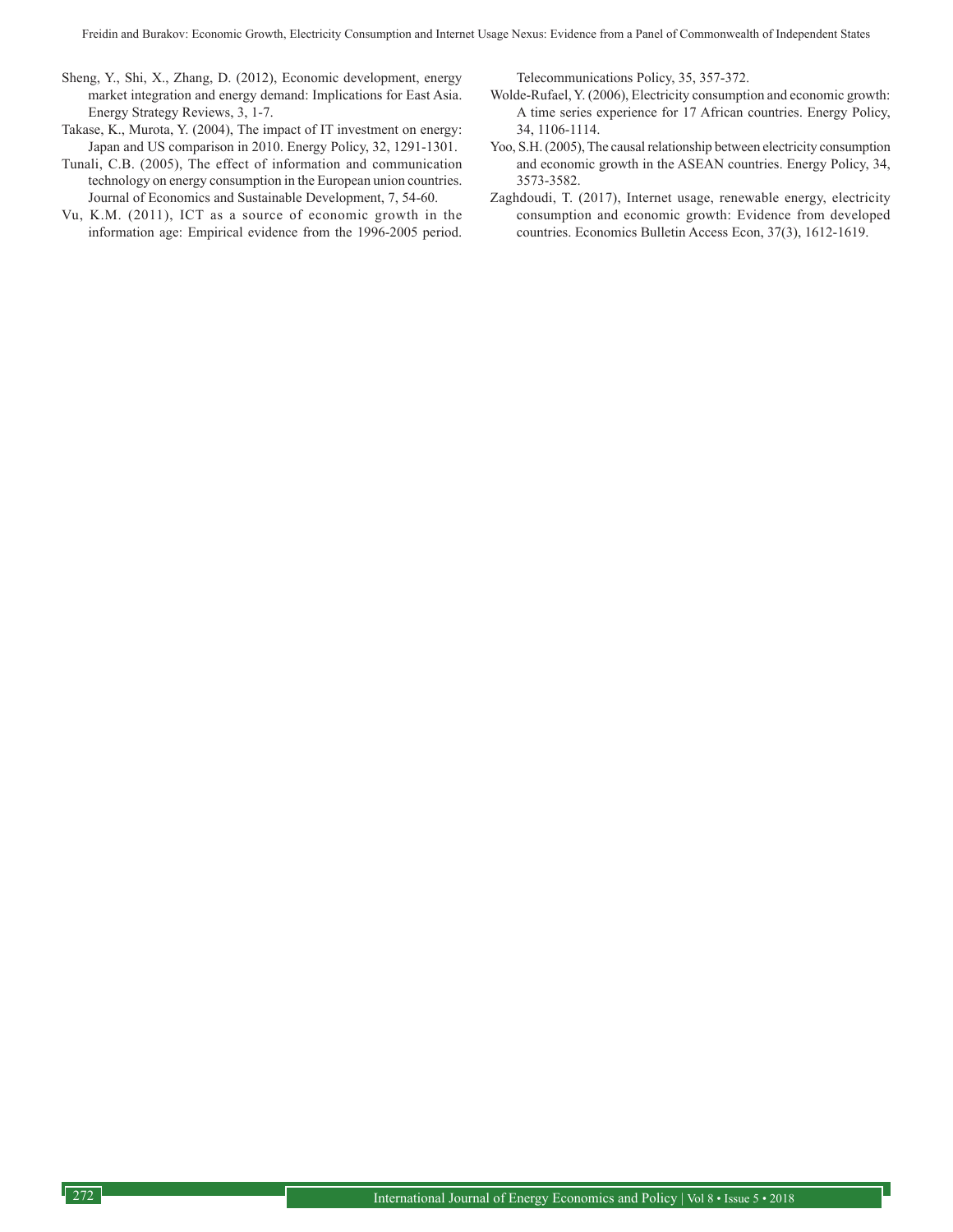Sheng, Y., Shi, X., Zhang, D. (2012), Economic development, energy market integration and energy demand: Implications for East Asia. Energy Strategy Reviews, 3, 1-7.

Takase, K., Murota, Y. (2004), The impact of IT investment on energy: Japan and US comparison in 2010. Energy Policy, 32, 1291-1301.

Tunali, C.B. (2005), The effect of information and communication technology on energy consumption in the European union countries. Journal of Economics and Sustainable Development, 7, 54-60.

Vu, K.M. (2011), ICT as a source of economic growth in the information age: Empirical evidence from the 1996-2005 period. Telecommunications Policy, 35, 357-372.

Wolde-Rufael, Y. (2006), Electricity consumption and economic growth: A time series experience for 17 African countries. Energy Policy, 34, 1106-1114.

Yoo, S.H. (2005), The causal relationship between electricity consumption and economic growth in the ASEAN countries. Energy Policy, 34, 3573-3582.

Zaghdoudi, T. (2017), Internet usage, renewable energy, electricity consumption and economic growth: Evidence from developed countries. Economics Bulletin Access Econ, 37(3), 1612-1619.